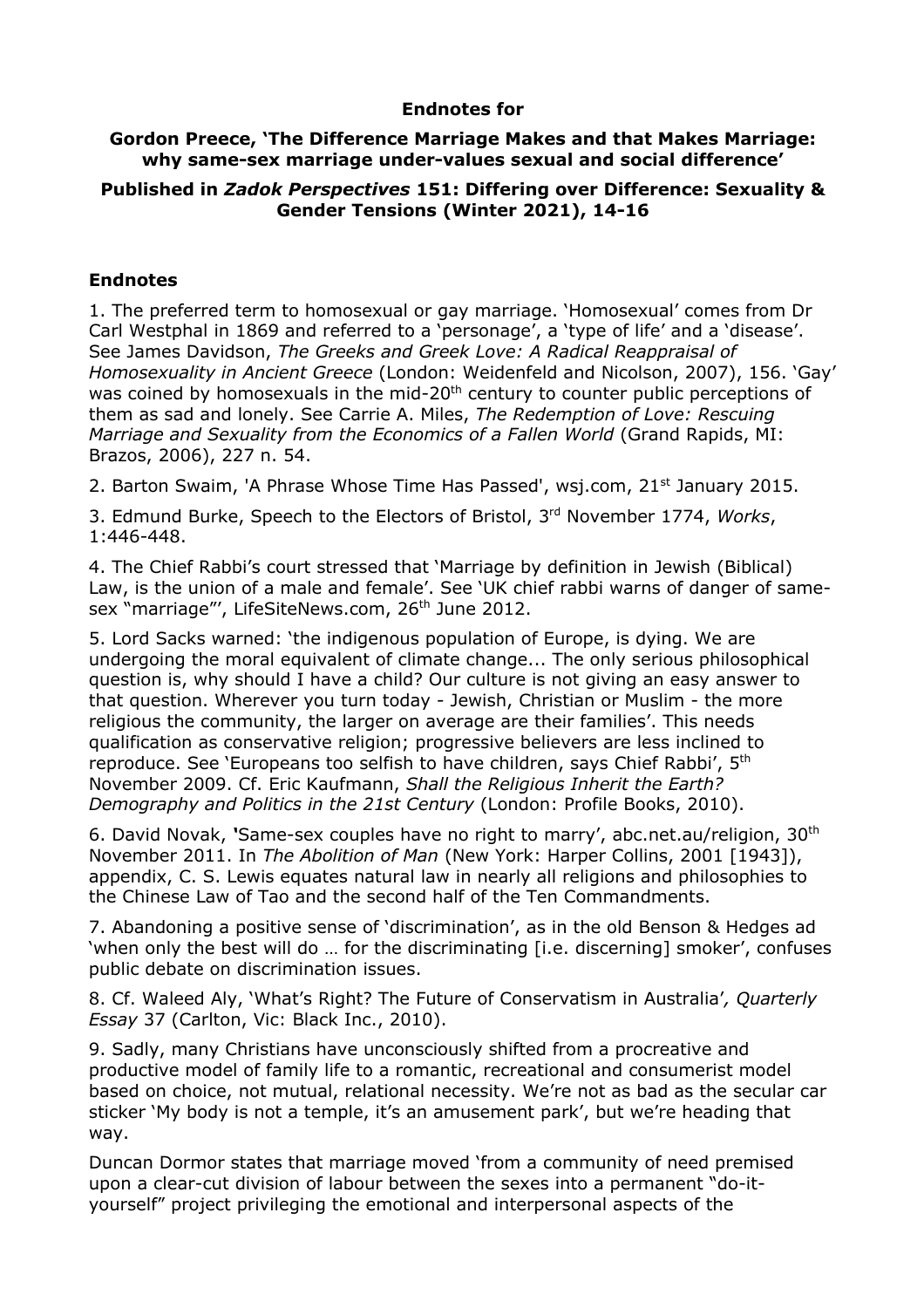**Endnotes for**

**Gordon Preece, 'The Difference Marriage Makes and that Makes Marriage: why same-sex marriage under-values sexual and social difference'**

**Published in *Zadok Perspectives* 151: Differing over Difference: Sexuality & Gender Tensions (Winter 2021), 14-16**

## Endnotes

1. The preferred term to homosexual or gay marriage. 'Homosexual' comes from Dr Carl Westphal in 1869 and referred to a 'personage', a 'type of life' and a 'disease'. See James Davidson, *The Greeks and Greek Love: A Radical Reappraisal of Homosexuality in Ancient Greece* (London: Weidenfeld and Nicolson, 2007), 156. 'Gay' was coined by homosexuals in the mid-20th century to counter public perceptions of them as sad and lonely. See Carrie A. Miles, *The Redemption of Love: Rescuing Marriage and Sexuality from the Economics of a Fallen World* (Grand Rapids, MI: Brazos, 2006), 227 n. 54.

2. Barton Swaim, 'A Phrase Whose Time Has Passed', wsj.com, 21st January 2015.

3. Edmund Burke, Speech to the Electors of Bristol, 3rd November 1774, *Works*, 1:446-448.

4. The Chief Rabbi's court stressed that 'Marriage by definition in Jewish (Biblical) Law, is the union of a male and female'. See 'UK chief rabbi warns of danger of same-sex "marriage"', LifeSiteNews.com, 26th June 2012.

5. Lord Sacks warned: 'the indigenous population of Europe, is dying. We are undergoing the moral equivalent of climate change... The only serious philosophical question is, why should I have a child? Our culture is not giving an easy answer to that question. Wherever you turn today - Jewish, Christian or Muslim - the more religious the community, the larger on average are their families'. This needs qualification as conservative religion; progressive believers are less inclined to reproduce. See 'Europeans too selfish to have children, says Chief Rabbi', 5th November 2009. Cf. Eric Kaufmann, *Shall the Religious Inherit the Earth? Demography and Politics in the 21st Century* (London: Profile Books, 2010).

6. David Novak, 'Same-sex couples have no right to marry', abc.net.au/religion, 30th November 2011. In *The Abolition of Man* (New York: Harper Collins, 2001 [1943]), appendix, C. S. Lewis equates natural law in nearly all religions and philosophies to the Chinese Law of Tao and the second half of the Ten Commandments.

7. Abandoning a positive sense of 'discrimination', as in the old Benson & Hedges ad 'when only the best will do … for the discriminating [i.e. discerning] smoker', confuses public debate on discrimination issues.

8. Cf. Waleed Aly, 'What's Right? The Future of Conservatism in Australia', *Quarterly Essay* 37 (Carlton, Vic: Black Inc., 2010).

9. Sadly, many Christians have unconsciously shifted from a procreative and productive model of family life to a romantic, recreational and consumerist model based on choice, not mutual, relational necessity. We're not as bad as the secular car sticker 'My body is not a temple, it's an amusement park', but we're heading that way.

Duncan Dormor states that marriage moved 'from a community of need premised upon a clear-cut division of labour between the sexes into a permanent "do-it-yourself" project privileging the emotional and interpersonal aspects of the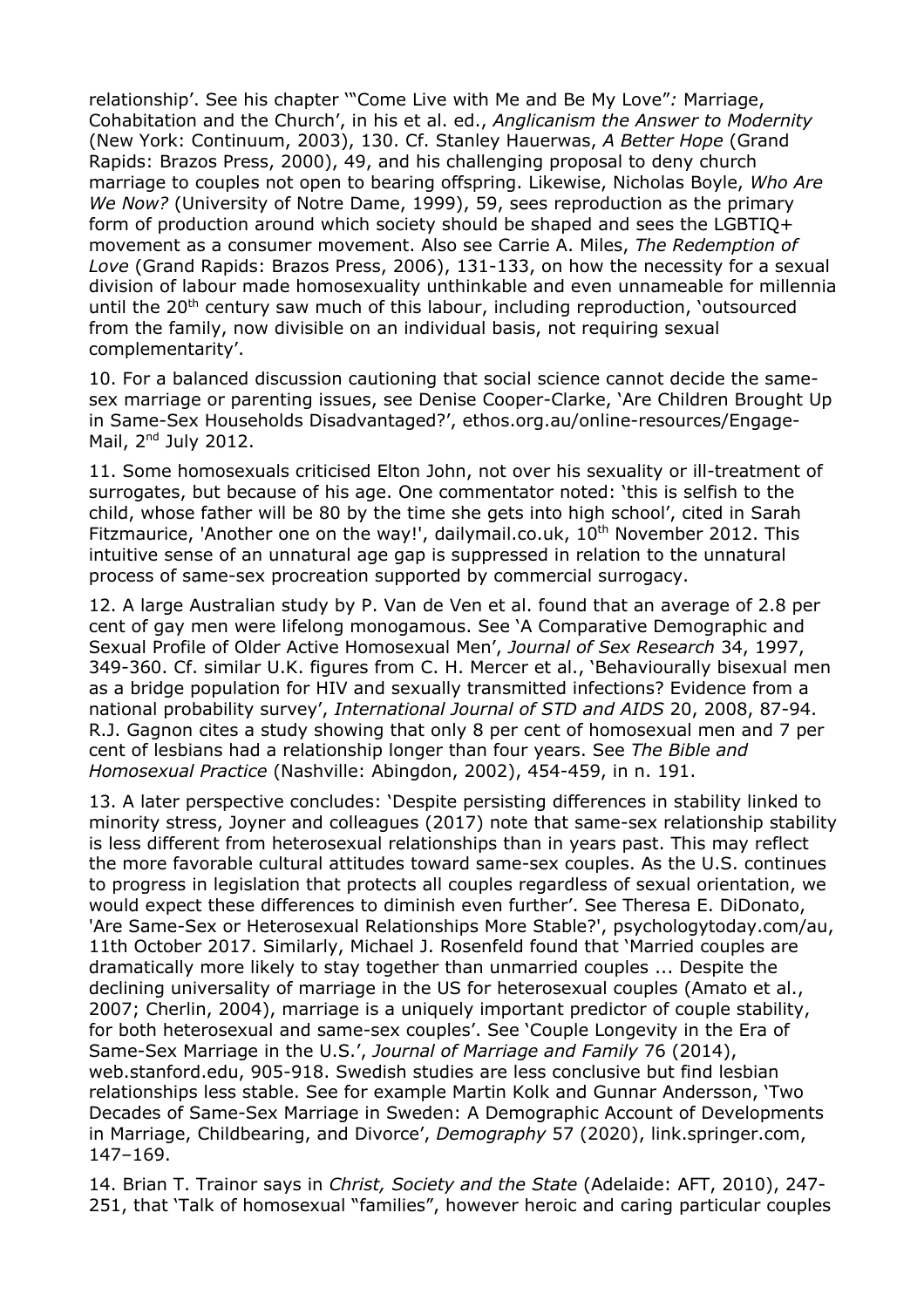relationship'. See his chapter '"Come Live with Me and Be My Love"*:* Marriage, Cohabitation and the Church', in his et al. ed., *Anglicanism the Answer to Modernity* (New York: Continuum, 2003), 130. Cf. Stanley Hauerwas, *A Better Hope* (Grand Rapids: Brazos Press, 2000), 49, and his challenging proposal to deny church marriage to couples not open to bearing offspring. Likewise, Nicholas Boyle, *Who Are We Now?* (University of Notre Dame, 1999), 59, sees reproduction as the primary form of production around which society should be shaped and sees the LGBTIQ+ movement as a consumer movement. Also see Carrie A. Miles, *The Redemption of Love* (Grand Rapids: Brazos Press, 2006), 131-133, on how the necessity for a sexual division of labour made homosexuality unthinkable and even unnameable for millennia until the 20th century saw much of this labour, including reproduction, 'outsourced from the family, now divisible on an individual basis, not requiring sexual complementarity'.

10. For a balanced discussion cautioning that social science cannot decide the same-sex marriage or parenting issues, see Denise Cooper-Clarke, 'Are Children Brought Up in Same-Sex Households Disadvantaged?', ethos.org.au/online-resources/Engage-Mail, 2nd July 2012.

11. Some homosexuals criticised Elton John, not over his sexuality or ill-treatment of surrogates, but because of his age. One commentator noted: 'this is selfish to the child, whose father will be 80 by the time she gets into high school', cited in Sarah Fitzmaurice, 'Another one on the way!', dailymail.co.uk, 10th November 2012. This intuitive sense of an unnatural age gap is suppressed in relation to the unnatural process of same-sex procreation supported by commercial surrogacy.

12. A large Australian study by P. Van de Ven et al. found that an average of 2.8 per cent of gay men were lifelong monogamous. See 'A Comparative Demographic and Sexual Profile of Older Active Homosexual Men', *Journal of Sex Research* 34, 1997, 349-360. Cf. similar U.K. figures from C. H. Mercer et al., 'Behaviourally bisexual men as a bridge population for HIV and sexually transmitted infections? Evidence from a national probability survey', *International Journal of STD and AIDS* 20, 2008, 87-94. R.J. Gagnon cites a study showing that only 8 per cent of homosexual men and 7 per cent of lesbians had a relationship longer than four years. See *The Bible and Homosexual Practice* (Nashville: Abingdon, 2002), 454-459, in n. 191.

13. A later perspective concludes: 'Despite persisting differences in stability linked to minority stress, Joyner and colleagues (2017) note that same-sex relationship stability is less different from heterosexual relationships than in years past. This may reflect the more favorable cultural attitudes toward same-sex couples. As the U.S. continues to progress in legislation that protects all couples regardless of sexual orientation, we would expect these differences to diminish even further'. See Theresa E. DiDonato, 'Are Same-Sex or Heterosexual Relationships More Stable?', psychologytoday.com/au, 11th October 2017. Similarly, Michael J. Rosenfeld found that 'Married couples are dramatically more likely to stay together than unmarried couples ... Despite the declining universality of marriage in the US for heterosexual couples (Amato et al., 2007; Cherlin, 2004), marriage is a uniquely important predictor of couple stability, for both heterosexual and same-sex couples'. See 'Couple Longevity in the Era of Same-Sex Marriage in the U.S.', *Journal of Marriage and Family* 76 (2014), web.stanford.edu, 905-918. Swedish studies are less conclusive but find lesbian relationships less stable. See for example Martin Kolk and Gunnar Andersson, 'Two Decades of Same-Sex Marriage in Sweden: A Demographic Account of Developments in Marriage, Childbearing, and Divorce', *Demography* 57 (2020), link.springer.com, 147–169.

14. Brian T. Trainor says in *Christ, Society and the State* (Adelaide: AFT, 2010), 247-251, that 'Talk of homosexual "families", however heroic and caring particular couples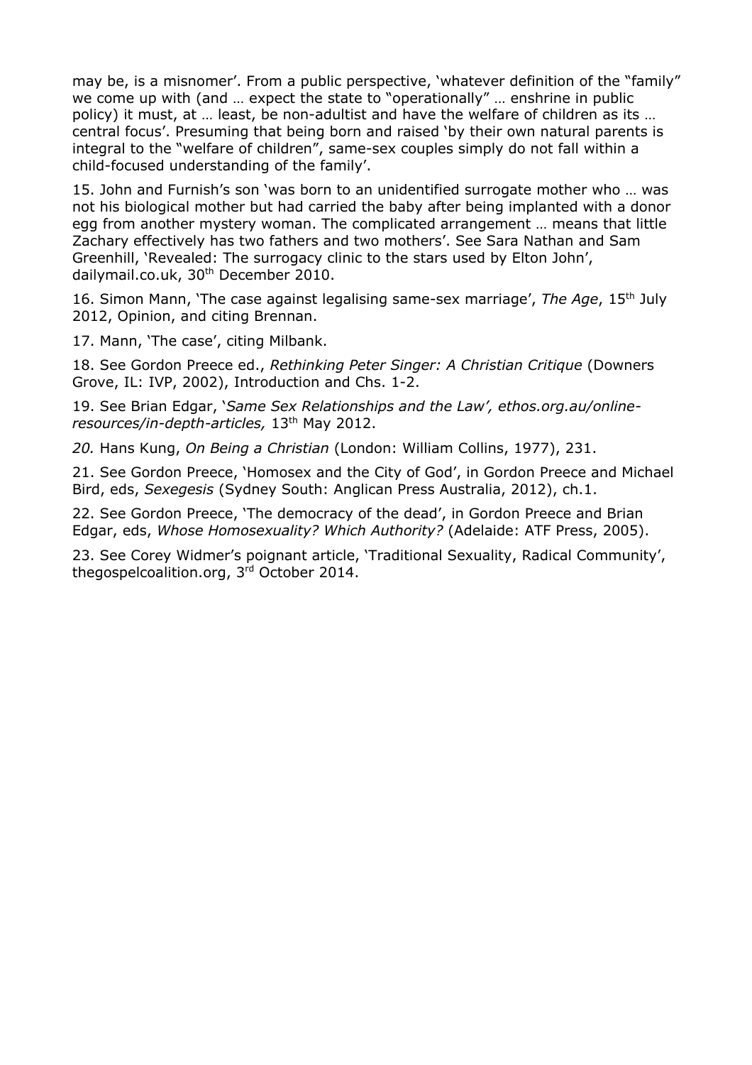may be, is a misnomer'. From a public perspective, 'whatever definition of the "family" we come up with (and … expect the state to "operationally" … enshrine in public policy) it must, at … least, be non-adultist and have the welfare of children as its … central focus'. Presuming that being born and raised 'by their own natural parents is integral to the "welfare of children", same-sex couples simply do not fall within a child-focused understanding of the family'.

15. John and Furnish's son 'was born to an unidentified surrogate mother who … was not his biological mother but had carried the baby after being implanted with a donor egg from another mystery woman. The complicated arrangement … means that little Zachary effectively has two fathers and two mothers'. See Sara Nathan and Sam Greenhill, 'Revealed: The surrogacy clinic to the stars used by Elton John', dailymail.co.uk, 30th December 2010.

16. Simon Mann, 'The case against legalising same-sex marriage', *The Age*, 15th July 2012, Opinion, and citing Brennan.

17. Mann, 'The case', citing Milbank.

18. See Gordon Preece ed., *Rethinking Peter Singer: A Christian Critique* (Downers Grove, IL: IVP, 2002), Introduction and Chs. 1-2.

19. See Brian Edgar, '*Same Sex Relationships and the Law', ethos.org.au/online-resources/in-depth-articles,* 13th May 2012.

*20.* Hans Kung, *On Being a Christian* (London: William Collins, 1977), 231.

21. See Gordon Preece, 'Homosex and the City of God', in Gordon Preece and Michael Bird, eds, *Sexegesis* (Sydney South: Anglican Press Australia, 2012), ch.1.

22. See Gordon Preece, 'The democracy of the dead', in Gordon Preece and Brian Edgar, eds, *Whose Homosexuality? Which Authority?* (Adelaide: ATF Press, 2005).

23. See Corey Widmer's poignant article, 'Traditional Sexuality, Radical Community', thegospelcoalition.org, 3rd October 2014.